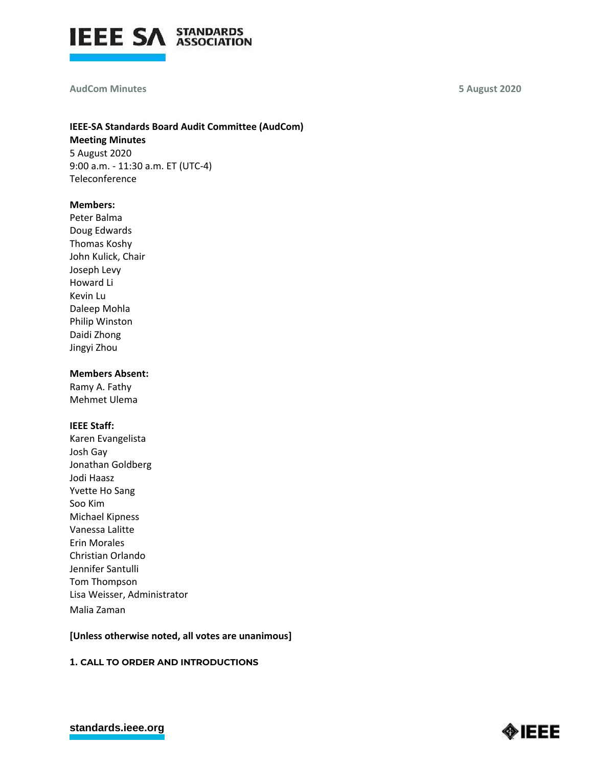**IEEE-SA Standards Board Audit Committee (AudCom)**
**Meeting Minutes**
5 August 2020
9:00 a.m. - 11:30 a.m. ET (UTC-4)
Teleconference

**Members:**
Peter Balma
Doug Edwards
Thomas Koshy
John Kulick, Chair
Joseph Levy
Howard Li
Kevin Lu
Daleep Mohla
Philip Winston
Daidi Zhong
Jingyi Zhou

**Members Absent:**
Ramy A. Fathy
Mehmet Ulema

**IEEE Staff:**
Karen Evangelista
Josh Gay
Jonathan Goldberg
Jodi Haasz
Yvette Ho Sang
Soo Kim
Michael Kipness
Vanessa Lalitte
Erin Morales
Christian Orlando
Jennifer Santulli
Tom Thompson
Lisa Weisser, Administrator
Malia Zaman

**[Unless otherwise noted, all votes are unanimous]**

## 1. CALL TO ORDER AND INTRODUCTIONS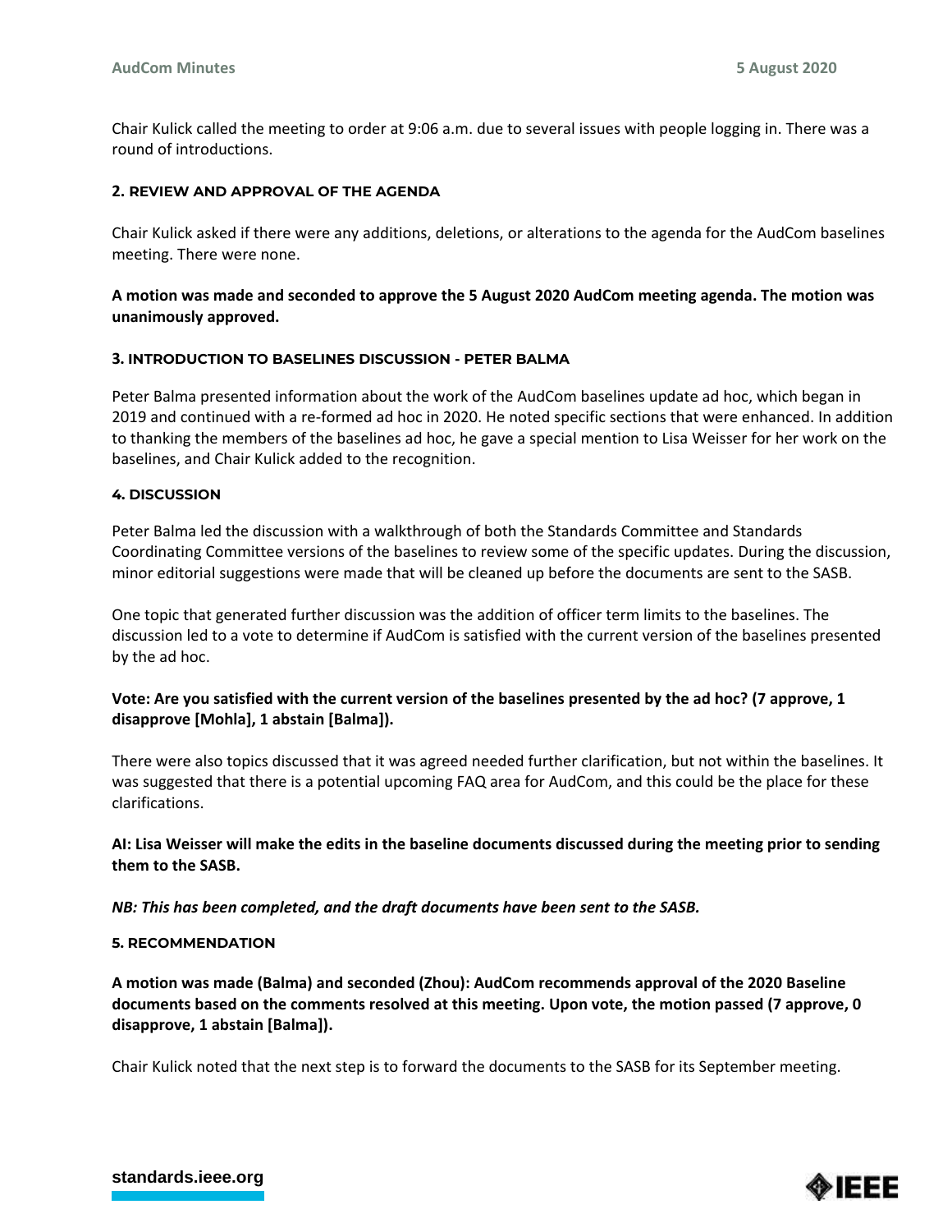Chair Kulick called the meeting to order at 9:06 a.m. due to several issues with people logging in. There was a round of introductions.

### 2. REVIEW AND APPROVAL OF THE AGENDA

Chair Kulick asked if there were any additions, deletions, or alterations to the agenda for the AudCom baselines meeting. There were none.

**A motion was made and seconded to approve the 5 August 2020 AudCom meeting agenda. The motion was unanimously approved.**

### 3. INTRODUCTION TO BASELINES DISCUSSION - PETER BALMA

Peter Balma presented information about the work of the AudCom baselines update ad hoc, which began in 2019 and continued with a re-formed ad hoc in 2020. He noted specific sections that were enhanced. In addition to thanking the members of the baselines ad hoc, he gave a special mention to Lisa Weisser for her work on the baselines, and Chair Kulick added to the recognition.

### 4. DISCUSSION

Peter Balma led the discussion with a walkthrough of both the Standards Committee and Standards Coordinating Committee versions of the baselines to review some of the specific updates. During the discussion, minor editorial suggestions were made that will be cleaned up before the documents are sent to the SASB.

One topic that generated further discussion was the addition of officer term limits to the baselines. The discussion led to a vote to determine if AudCom is satisfied with the current version of the baselines presented by the ad hoc.

**Vote: Are you satisfied with the current version of the baselines presented by the ad hoc? (7 approve, 1 disapprove [Mohla], 1 abstain [Balma]).**

There were also topics discussed that it was agreed needed further clarification, but not within the baselines. It was suggested that there is a potential upcoming FAQ area for AudCom, and this could be the place for these clarifications.

**AI: Lisa Weisser will make the edits in the baseline documents discussed during the meeting prior to sending them to the SASB.**

***NB: This has been completed, and the draft documents have been sent to the SASB.***

### 5. RECOMMENDATION

**A motion was made (Balma) and seconded (Zhou): AudCom recommends approval of the 2020 Baseline documents based on the comments resolved at this meeting. Upon vote, the motion passed (7 approve, 0 disapprove, 1 abstain [Balma]).**

Chair Kulick noted that the next step is to forward the documents to the SASB for its September meeting.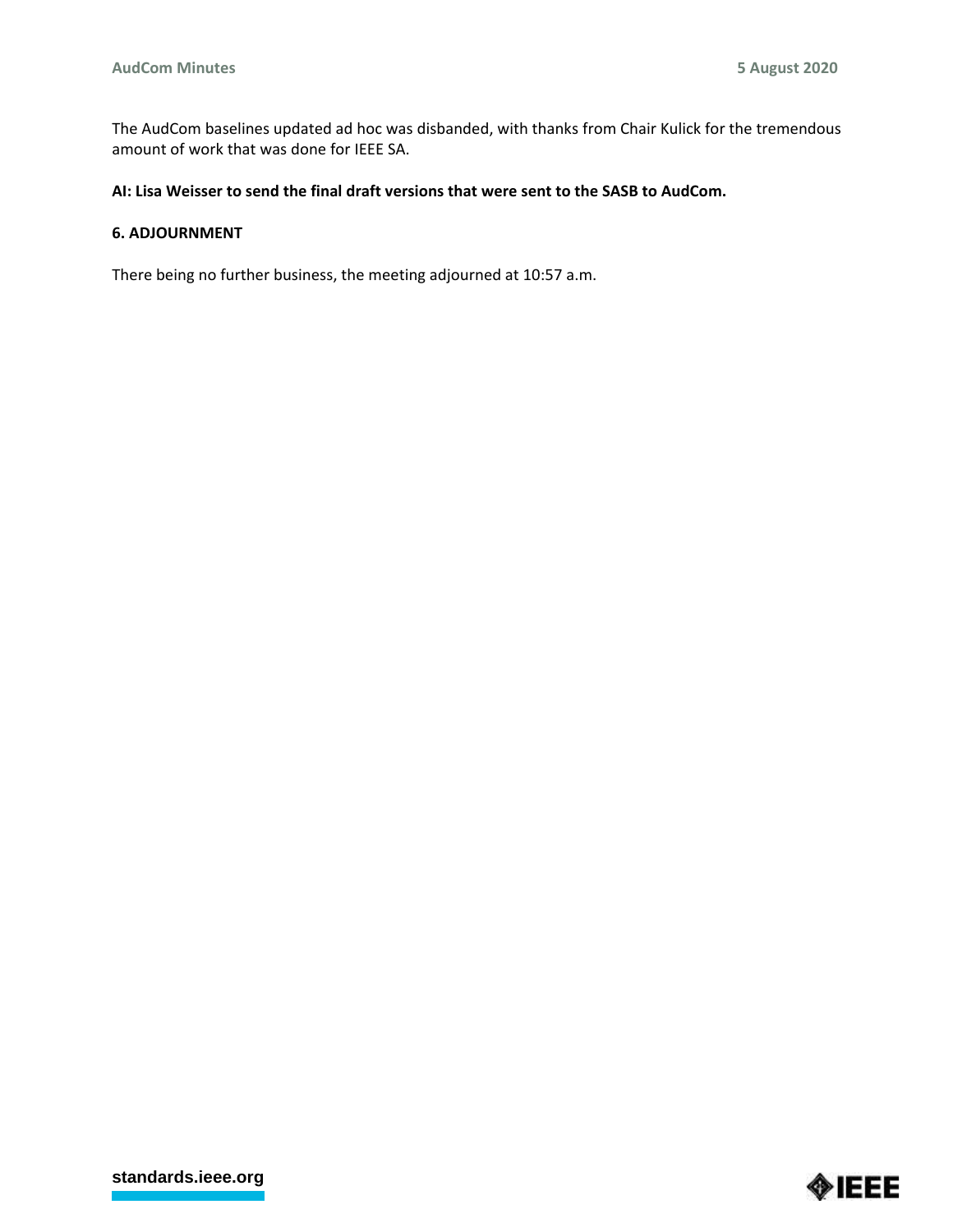The AudCom baselines updated ad hoc was disbanded, with thanks from Chair Kulick for the tremendous amount of work that was done for IEEE SA.

**AI: Lisa Weisser to send the final draft versions that were sent to the SASB to AudCom.**

**6. ADJOURNMENT**

There being no further business, the meeting adjourned at 10:57 a.m.